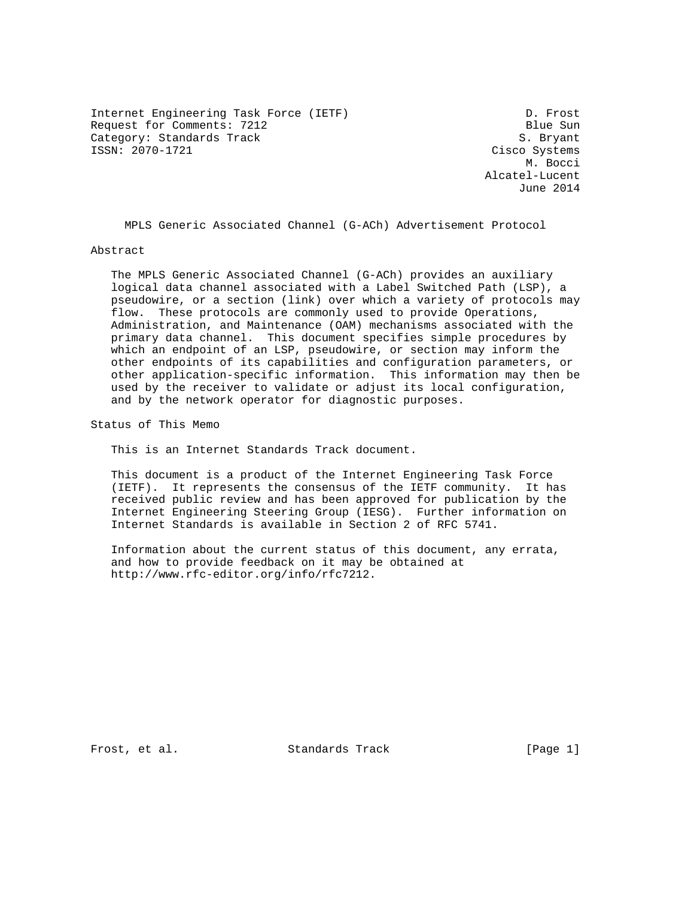Internet Engineering Task Force (IETF) D. Frost
Request for Comments: 7212 Blue Sun
Category: Standards Track S. Bryant
ISSN: 2070-1721 Cisco Systems
M. Bocci
Alcatel-Lucent
June 2014

# MPLS Generic Associated Channel (G-ACh) Advertisement Protocol

## Abstract

The MPLS Generic Associated Channel (G-ACh) provides an auxiliary logical data channel associated with a Label Switched Path (LSP), a pseudowire, or a section (link) over which a variety of protocols may flow. These protocols are commonly used to provide Operations, Administration, and Maintenance (OAM) mechanisms associated with the primary data channel. This document specifies simple procedures by which an endpoint of an LSP, pseudowire, or section may inform the other endpoints of its capabilities and configuration parameters, or other application-specific information. This information may then be used by the receiver to validate or adjust its local configuration, and by the network operator for diagnostic purposes.

## Status of This Memo

This is an Internet Standards Track document.

This document is a product of the Internet Engineering Task Force (IETF). It represents the consensus of the IETF community. It has received public review and has been approved for publication by the Internet Engineering Steering Group (IESG). Further information on Internet Standards is available in Section 2 of RFC 5741.

Information about the current status of this document, any errata, and how to provide feedback on it may be obtained at http://www.rfc-editor.org/info/rfc7212.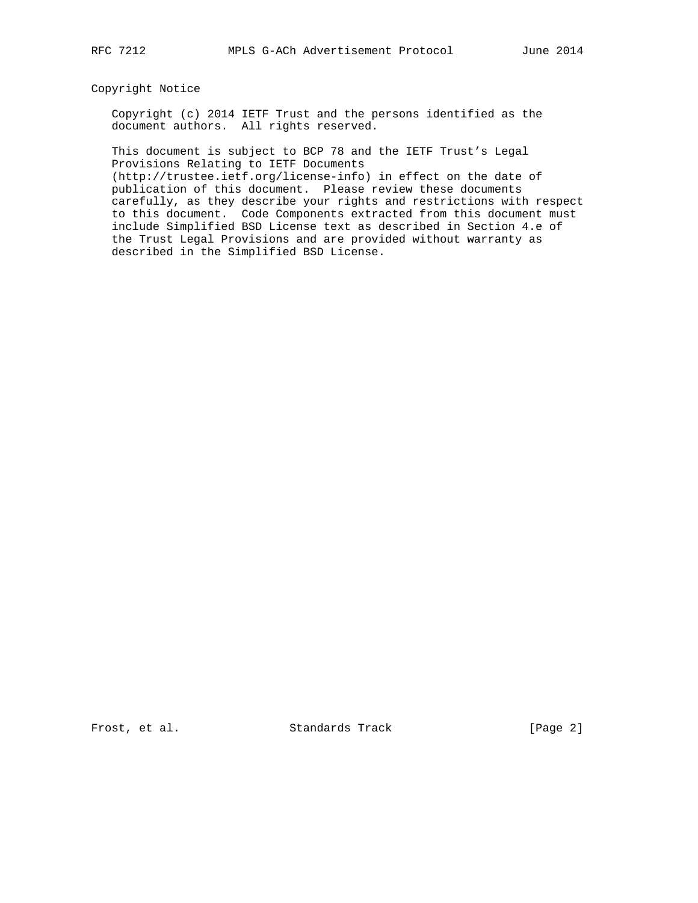## Copyright Notice

Copyright (c) 2014 IETF Trust and the persons identified as the document authors. All rights reserved.

This document is subject to BCP 78 and the IETF Trust's Legal Provisions Relating to IETF Documents (http://trustee.ietf.org/license-info) in effect on the date of publication of this document. Please review these documents carefully, as they describe your rights and restrictions with respect to this document. Code Components extracted from this document must include Simplified BSD License text as described in Section 4.e of the Trust Legal Provisions and are provided without warranty as described in the Simplified BSD License.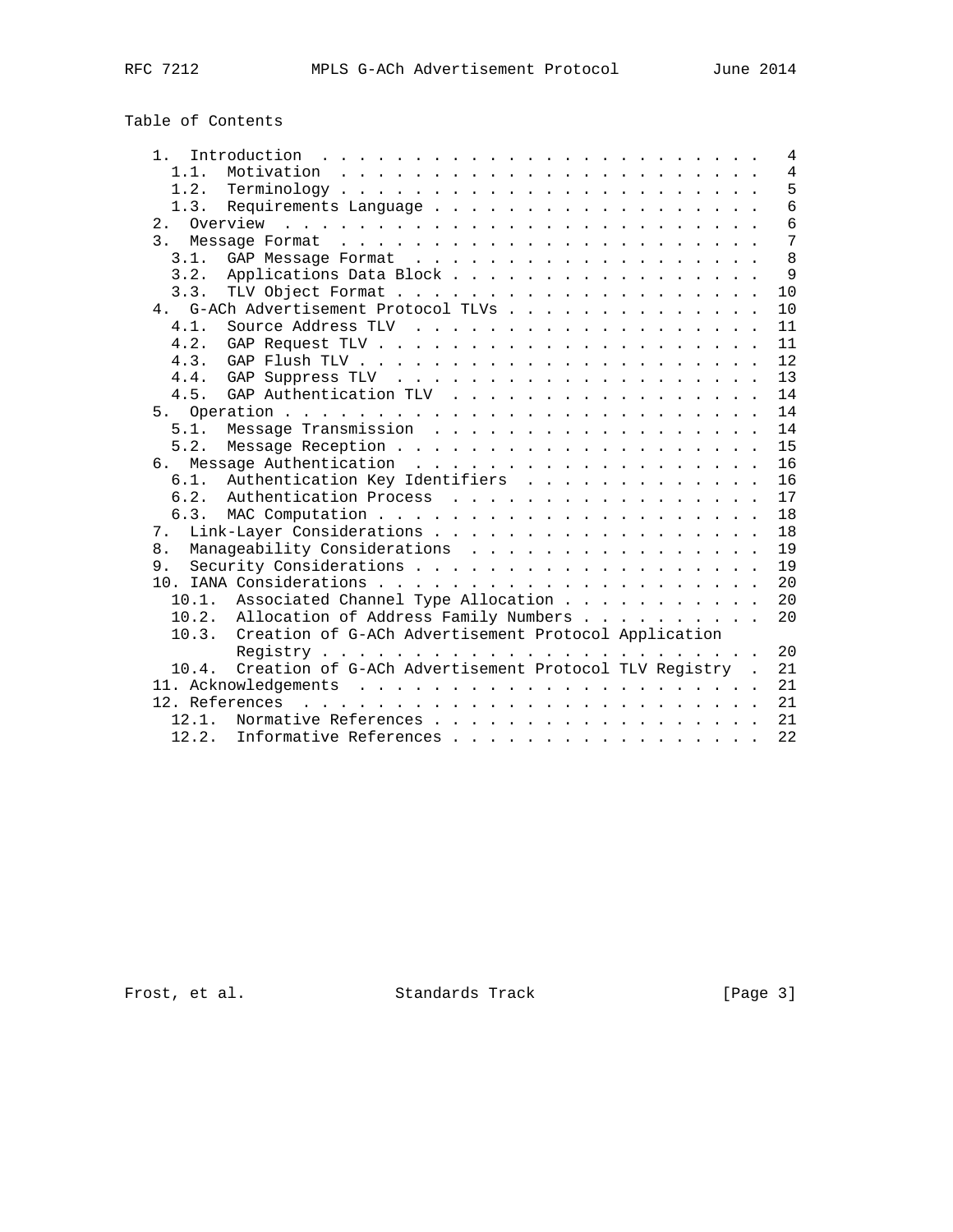Table of Contents

```
   1.  Introduction . . . . . . . . . . . . . . . . . . . . . . . .   4
     1.1.  Motivation . . . . . . . . . . . . . . . . . . . . . . .   4
     1.2.  Terminology  . . . . . . . . . . . . . . . . . . . . . .   5
     1.3.  Requirements Language  . . . . . . . . . . . . . . . . .   6
   2.  Overview . . . . . . . . . . . . . . . . . . . . . . . . . .   6
   3.  Message Format . . . . . . . . . . . . . . . . . . . . . . .   7
     3.1.  GAP Message Format . . . . . . . . . . . . . . . . . . .   8
     3.2.  Applications Data Block  . . . . . . . . . . . . . . . .   9
     3.3.  TLV Object Format  . . . . . . . . . . . . . . . . . . .  10
   4.  G-ACh Advertisement Protocol TLVs  . . . . . . . . . . . . .  10
     4.1.  Source Address TLV . . . . . . . . . . . . . . . . . . .  11
     4.2.  GAP Request TLV  . . . . . . . . . . . . . . . . . . . .  11
     4.3.  GAP Flush TLV  . . . . . . . . . . . . . . . . . . . . .  12
     4.4.  GAP Suppress TLV . . . . . . . . . . . . . . . . . . . .  13
     4.5.  GAP Authentication TLV . . . . . . . . . . . . . . . . .  14
   5.  Operation  . . . . . . . . . . . . . . . . . . . . . . . . .  14
     5.1.  Message Transmission . . . . . . . . . . . . . . . . . .  14
     5.2.  Message Reception  . . . . . . . . . . . . . . . . . . .  15
   6.  Message Authentication . . . . . . . . . . . . . . . . . . .  16
     6.1.  Authentication Key Identifiers . . . . . . . . . . . . .  16
     6.2.  Authentication Process . . . . . . . . . . . . . . . . .  17
     6.3.  MAC Computation  . . . . . . . . . . . . . . . . . . . .  18
   7.  Link-Layer Considerations  . . . . . . . . . . . . . . . . .  18
   8.  Manageability Considerations . . . . . . . . . . . . . . . .  19
   9.  Security Considerations  . . . . . . . . . . . . . . . . . .  19
   10. IANA Considerations  . . . . . . . . . . . . . . . . . . . .  20
     10.1.  Associated Channel Type Allocation  . . . . . . . . . .  20
     10.2.  Allocation of Address Family Numbers  . . . . . . . . .  20
     10.3.  Creation of G-ACh Advertisement Protocol Application
            Registry  . . . . . . . . . . . . . . . . . . . . . . .  20
     10.4.  Creation of G-ACh Advertisement Protocol TLV Registry  .  21
   11. Acknowledgements . . . . . . . . . . . . . . . . . . . . . .  21
   12. References . . . . . . . . . . . . . . . . . . . . . . . . .  21
     12.1.  Normative References  . . . . . . . . . . . . . . . . .  21
     12.2.  Informative References  . . . . . . . . . . . . . . . .  22
```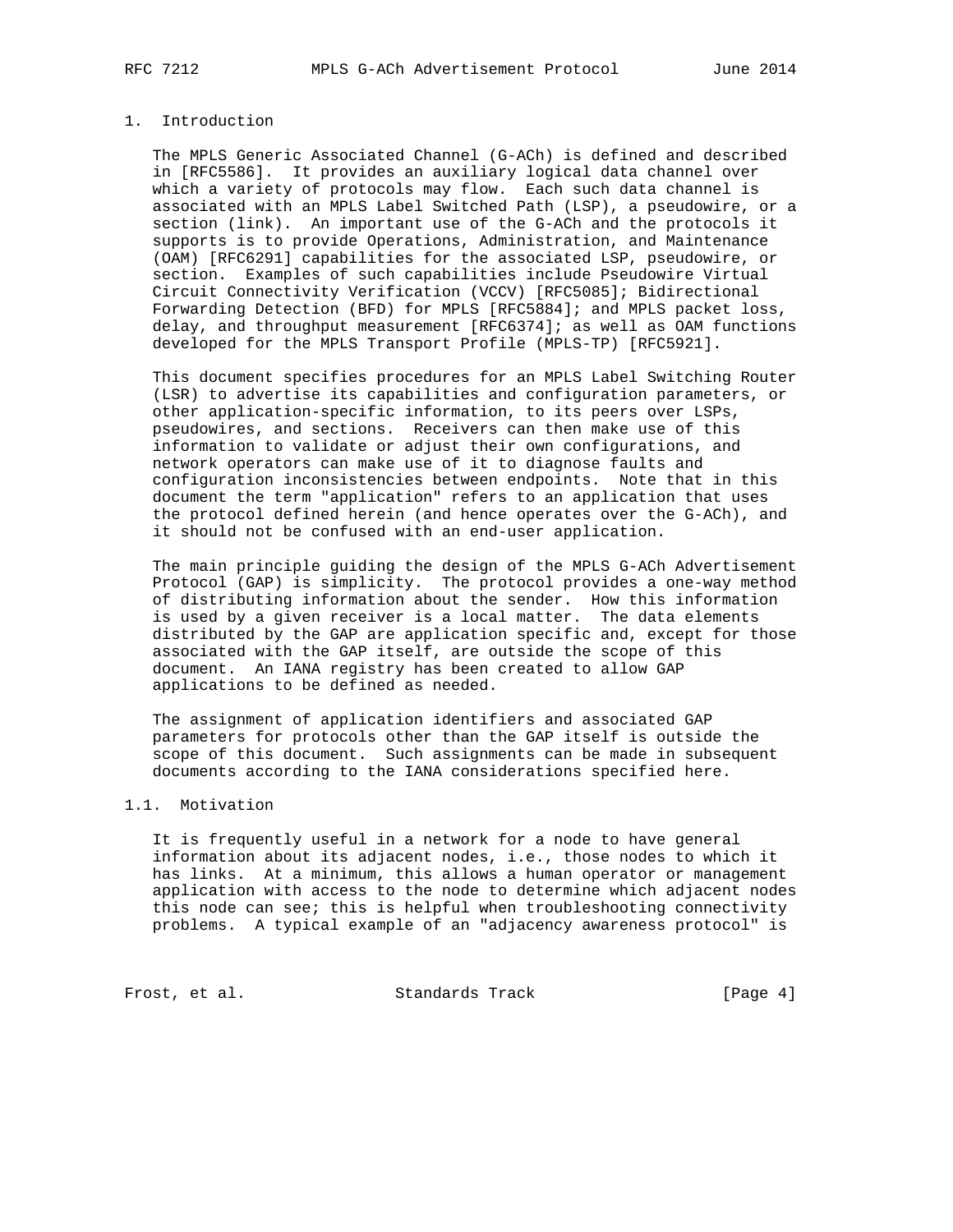## 1. Introduction

The MPLS Generic Associated Channel (G-ACh) is defined and described in [RFC5586]. It provides an auxiliary logical data channel over which a variety of protocols may flow. Each such data channel is associated with an MPLS Label Switched Path (LSP), a pseudowire, or a section (link). An important use of the G-ACh and the protocols it supports is to provide Operations, Administration, and Maintenance (OAM) [RFC6291] capabilities for the associated LSP, pseudowire, or section. Examples of such capabilities include Pseudowire Virtual Circuit Connectivity Verification (VCCV) [RFC5085]; Bidirectional Forwarding Detection (BFD) for MPLS [RFC5884]; and MPLS packet loss, delay, and throughput measurement [RFC6374]; as well as OAM functions developed for the MPLS Transport Profile (MPLS-TP) [RFC5921].

This document specifies procedures for an MPLS Label Switching Router (LSR) to advertise its capabilities and configuration parameters, or other application-specific information, to its peers over LSPs, pseudowires, and sections. Receivers can then make use of this information to validate or adjust their own configurations, and network operators can make use of it to diagnose faults and configuration inconsistencies between endpoints. Note that in this document the term "application" refers to an application that uses the protocol defined herein (and hence operates over the G-ACh), and it should not be confused with an end-user application.

The main principle guiding the design of the MPLS G-ACh Advertisement Protocol (GAP) is simplicity. The protocol provides a one-way method of distributing information about the sender. How this information is used by a given receiver is a local matter. The data elements distributed by the GAP are application specific and, except for those associated with the GAP itself, are outside the scope of this document. An IANA registry has been created to allow GAP applications to be defined as needed.

The assignment of application identifiers and associated GAP parameters for protocols other than the GAP itself is outside the scope of this document. Such assignments can be made in subsequent documents according to the IANA considerations specified here.

### 1.1. Motivation

It is frequently useful in a network for a node to have general information about its adjacent nodes, i.e., those nodes to which it has links. At a minimum, this allows a human operator or management application with access to the node to determine which adjacent nodes this node can see; this is helpful when troubleshooting connectivity problems. A typical example of an "adjacency awareness protocol" is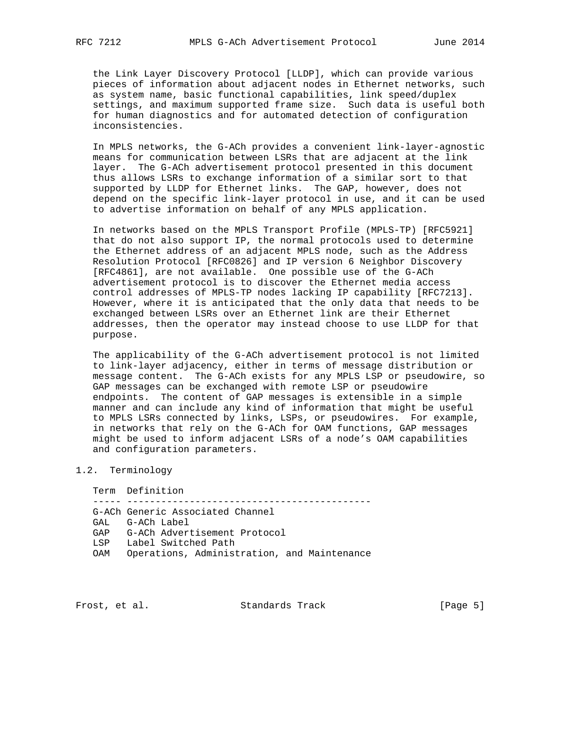the Link Layer Discovery Protocol [LLDP], which can provide various pieces of information about adjacent nodes in Ethernet networks, such as system name, basic functional capabilities, link speed/duplex settings, and maximum supported frame size. Such data is useful both for human diagnostics and for automated detection of configuration inconsistencies.

In MPLS networks, the G-ACh provides a convenient link-layer-agnostic means for communication between LSRs that are adjacent at the link layer. The G-ACh advertisement protocol presented in this document thus allows LSRs to exchange information of a similar sort to that supported by LLDP for Ethernet links. The GAP, however, does not depend on the specific link-layer protocol in use, and it can be used to advertise information on behalf of any MPLS application.

In networks based on the MPLS Transport Profile (MPLS-TP) [RFC5921] that do not also support IP, the normal protocols used to determine the Ethernet address of an adjacent MPLS node, such as the Address Resolution Protocol [RFC0826] and IP version 6 Neighbor Discovery [RFC4861], are not available. One possible use of the G-ACh advertisement protocol is to discover the Ethernet media access control addresses of MPLS-TP nodes lacking IP capability [RFC7213]. However, where it is anticipated that the only data that needs to be exchanged between LSRs over an Ethernet link are their Ethernet addresses, then the operator may instead choose to use LLDP for that purpose.

The applicability of the G-ACh advertisement protocol is not limited to link-layer adjacency, either in terms of message distribution or message content. The G-ACh exists for any MPLS LSP or pseudowire, so GAP messages can be exchanged with remote LSP or pseudowire endpoints. The content of GAP messages is extensible in a simple manner and can include any kind of information that might be useful to MPLS LSRs connected by links, LSPs, or pseudowires. For example, in networks that rely on the G-ACh for OAM functions, GAP messages might be used to inform adjacent LSRs of a node's OAM capabilities and configuration parameters.

## 1.2. Terminology

| Term | Definition |
|---|---|
| G-ACh | Generic Associated Channel |
| GAL | G-ACh Label |
| GAP | G-ACh Advertisement Protocol |
| LSP | Label Switched Path |
| OAM | Operations, Administration, and Maintenance |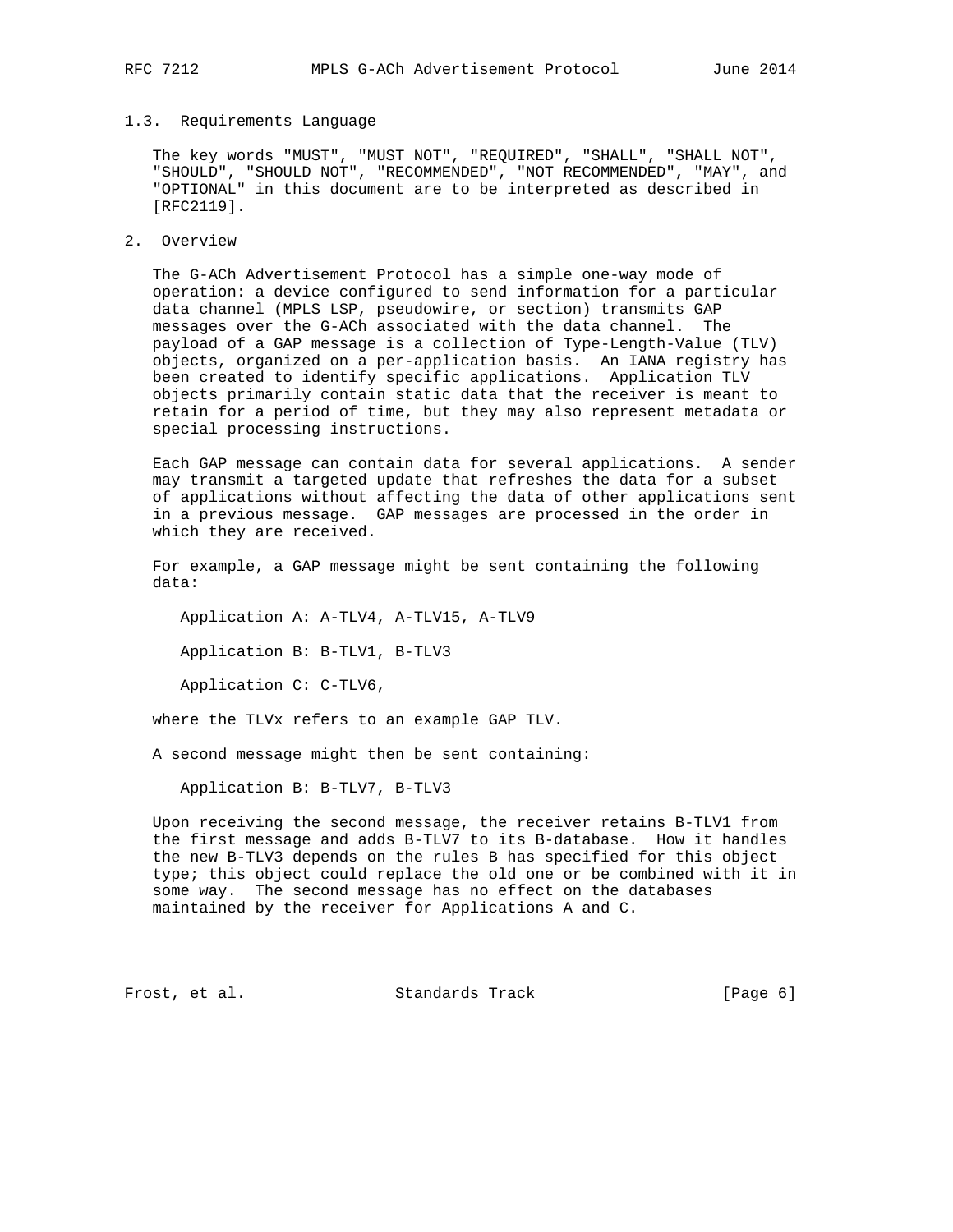### 1.3. Requirements Language

The key words "MUST", "MUST NOT", "REQUIRED", "SHALL", "SHALL NOT", "SHOULD", "SHOULD NOT", "RECOMMENDED", "NOT RECOMMENDED", "MAY", and "OPTIONAL" in this document are to be interpreted as described in [RFC2119].

## 2. Overview

The G-ACh Advertisement Protocol has a simple one-way mode of operation: a device configured to send information for a particular data channel (MPLS LSP, pseudowire, or section) transmits GAP messages over the G-ACh associated with the data channel. The payload of a GAP message is a collection of Type-Length-Value (TLV) objects, organized on a per-application basis. An IANA registry has been created to identify specific applications. Application TLV objects primarily contain static data that the receiver is meant to retain for a period of time, but they may also represent metadata or special processing instructions.

Each GAP message can contain data for several applications. A sender may transmit a targeted update that refreshes the data for a subset of applications without affecting the data of other applications sent in a previous message. GAP messages are processed in the order in which they are received.

For example, a GAP message might be sent containing the following data:

   Application A: A-TLV4, A-TLV15, A-TLV9

   Application B: B-TLV1, B-TLV3

   Application C: C-TLV6,

where the TLVx refers to an example GAP TLV.

A second message might then be sent containing:

   Application B: B-TLV7, B-TLV3

Upon receiving the second message, the receiver retains B-TLV1 from the first message and adds B-TLV7 to its B-database. How it handles the new B-TLV3 depends on the rules B has specified for this object type; this object could replace the old one or be combined with it in some way. The second message has no effect on the databases maintained by the receiver for Applications A and C.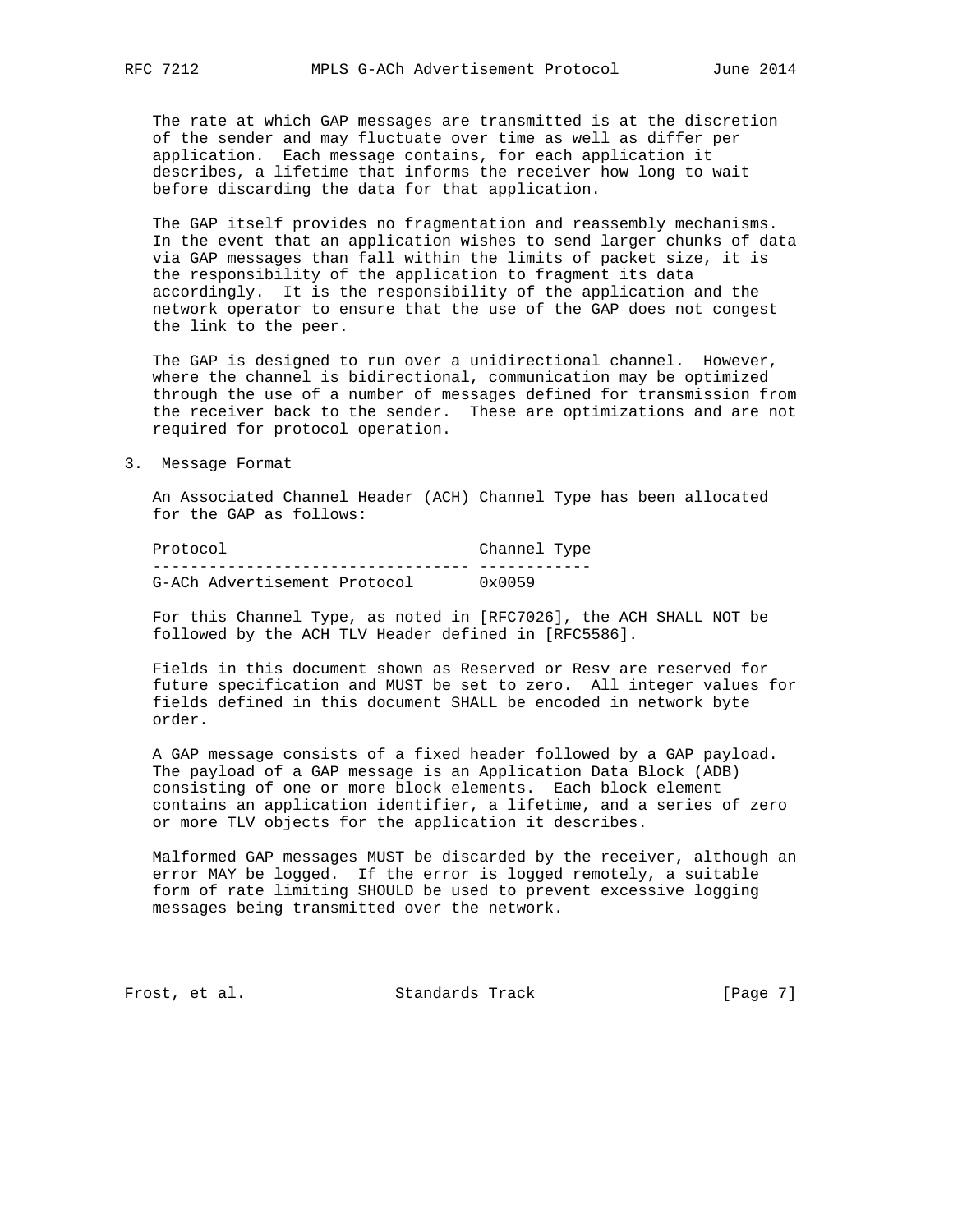The rate at which GAP messages are transmitted is at the discretion of the sender and may fluctuate over time as well as differ per application. Each message contains, for each application it describes, a lifetime that informs the receiver how long to wait before discarding the data for that application.

The GAP itself provides no fragmentation and reassembly mechanisms. In the event that an application wishes to send larger chunks of data via GAP messages than fall within the limits of packet size, it is the responsibility of the application to fragment its data accordingly. It is the responsibility of the application and the network operator to ensure that the use of the GAP does not congest the link to the peer.

The GAP is designed to run over a unidirectional channel. However, where the channel is bidirectional, communication may be optimized through the use of a number of messages defined for transmission from the receiver back to the sender. These are optimizations and are not required for protocol operation.

## 3. Message Format

An Associated Channel Header (ACH) Channel Type has been allocated for the GAP as follows:

| Protocol | Channel Type |
|---|---|
| G-ACh Advertisement Protocol | 0x0059 |

For this Channel Type, as noted in [RFC7026], the ACH SHALL NOT be followed by the ACH TLV Header defined in [RFC5586].

Fields in this document shown as Reserved or Resv are reserved for future specification and MUST be set to zero. All integer values for fields defined in this document SHALL be encoded in network byte order.

A GAP message consists of a fixed header followed by a GAP payload. The payload of a GAP message is an Application Data Block (ADB) consisting of one or more block elements. Each block element contains an application identifier, a lifetime, and a series of zero or more TLV objects for the application it describes.

Malformed GAP messages MUST be discarded by the receiver, although an error MAY be logged. If the error is logged remotely, a suitable form of rate limiting SHOULD be used to prevent excessive logging messages being transmitted over the network.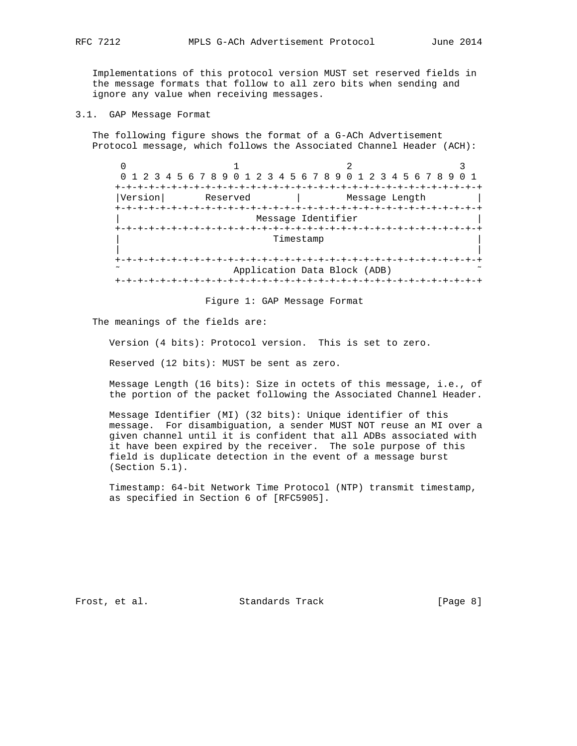Implementations of this protocol version MUST set reserved fields in the message formats that follow to all zero bits when sending and ignore any value when receiving messages.

## 3.1. GAP Message Format

The following figure shows the format of a G-ACh Advertisement Protocol message, which follows the Associated Channel Header (ACH):

```
 0                   1                   2                   3
 0 1 2 3 4 5 6 7 8 9 0 1 2 3 4 5 6 7 8 9 0 1 2 3 4 5 6 7 8 9 0 1
+-+-+-+-+-+-+-+-+-+-+-+-+-+-+-+-+-+-+-+-+-+-+-+-+-+-+-+-+-+-+-+-+
|Version|       Reserved        |         Message Length        |
+-+-+-+-+-+-+-+-+-+-+-+-+-+-+-+-+-+-+-+-+-+-+-+-+-+-+-+-+-+-+-+-+
|                       Message Identifier                      |
+-+-+-+-+-+-+-+-+-+-+-+-+-+-+-+-+-+-+-+-+-+-+-+-+-+-+-+-+-+-+-+-+
|                           Timestamp                           |
|                                                               |
+-+-+-+-+-+-+-+-+-+-+-+-+-+-+-+-+-+-+-+-+-+-+-+-+-+-+-+-+-+-+-+-+
~                 Application Data Block (ADB)                  ~
+-+-+-+-+-+-+-+-+-+-+-+-+-+-+-+-+-+-+-+-+-+-+-+-+-+-+-+-+-+-+-+-+
```

Figure 1: GAP Message Format

The meanings of the fields are:

Version (4 bits): Protocol version. This is set to zero.

Reserved (12 bits): MUST be sent as zero.

Message Length (16 bits): Size in octets of this message, i.e., of the portion of the packet following the Associated Channel Header.

Message Identifier (MI) (32 bits): Unique identifier of this message. For disambiguation, a sender MUST NOT reuse an MI over a given channel until it is confident that all ADBs associated with it have been expired by the receiver. The sole purpose of this field is duplicate detection in the event of a message burst (Section 5.1).

Timestamp: 64-bit Network Time Protocol (NTP) transmit timestamp, as specified in Section 6 of [RFC5905].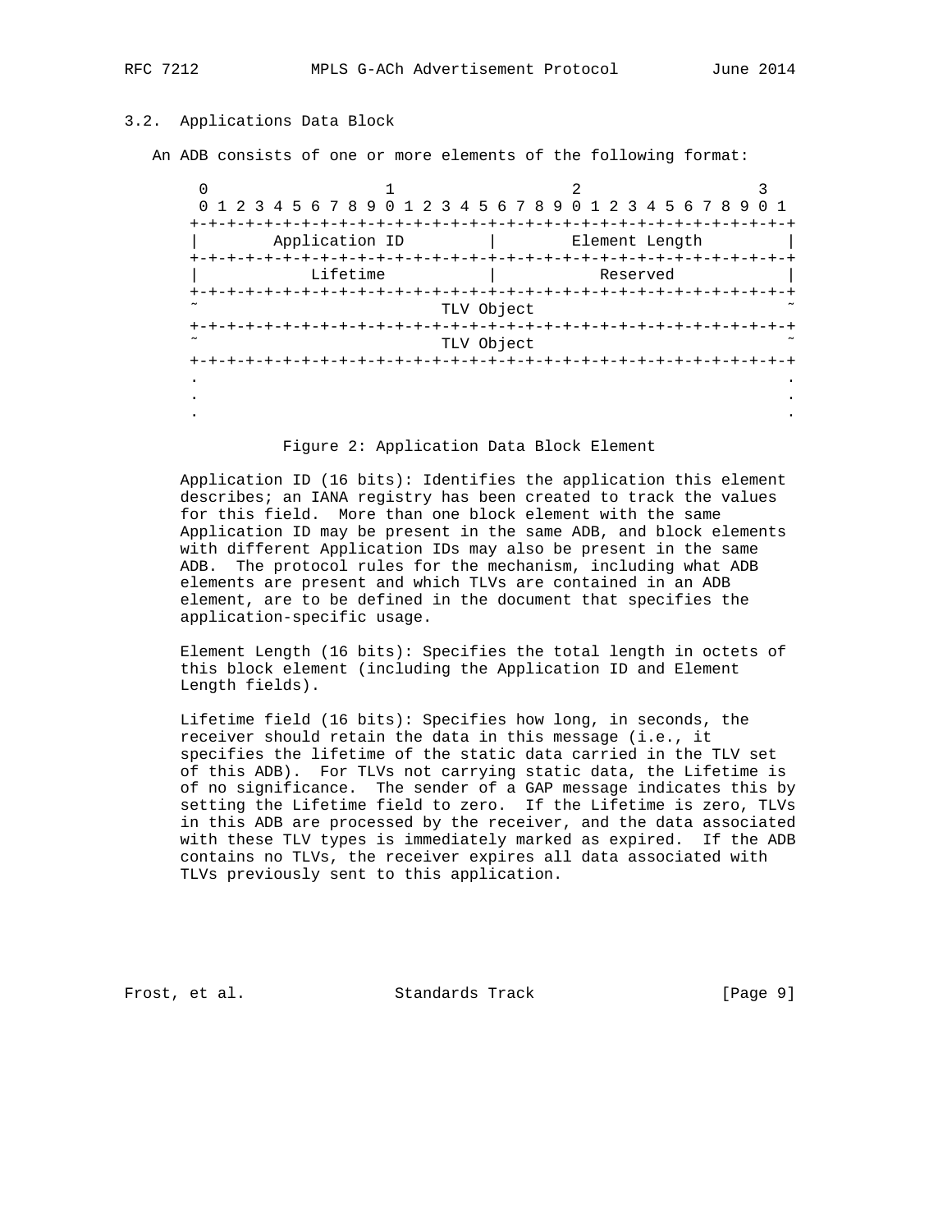### 3.2. Applications Data Block

An ADB consists of one or more elements of the following format:

```
 0                   1                   2                   3
 0 1 2 3 4 5 6 7 8 9 0 1 2 3 4 5 6 7 8 9 0 1 2 3 4 5 6 7 8 9 0 1
+-+-+-+-+-+-+-+-+-+-+-+-+-+-+-+-+-+-+-+-+-+-+-+-+-+-+-+-+-+-+-+-+
|        Application ID         |        Element Length         |
+-+-+-+-+-+-+-+-+-+-+-+-+-+-+-+-+-+-+-+-+-+-+-+-+-+-+-+-+-+-+-+-+
|           Lifetime            |           Reserved            |
+-+-+-+-+-+-+-+-+-+-+-+-+-+-+-+-+-+-+-+-+-+-+-+-+-+-+-+-+-+-+-+-+
~                          TLV Object                           ~
+-+-+-+-+-+-+-+-+-+-+-+-+-+-+-+-+-+-+-+-+-+-+-+-+-+-+-+-+-+-+-+-+
~                          TLV Object                           ~
+-+-+-+-+-+-+-+-+-+-+-+-+-+-+-+-+-+-+-+-+-+-+-+-+-+-+-+-+-+-+-+-+
.                                                               .
.                                                               .
.                                                               .
```

Figure 2: Application Data Block Element

Application ID (16 bits): Identifies the application this element describes; an IANA registry has been created to track the values for this field. More than one block element with the same Application ID may be present in the same ADB, and block elements with different Application IDs may also be present in the same ADB. The protocol rules for the mechanism, including what ADB elements are present and which TLVs are contained in an ADB element, are to be defined in the document that specifies the application-specific usage.

Element Length (16 bits): Specifies the total length in octets of this block element (including the Application ID and Element Length fields).

Lifetime field (16 bits): Specifies how long, in seconds, the receiver should retain the data in this message (i.e., it specifies the lifetime of the static data carried in the TLV set of this ADB). For TLVs not carrying static data, the Lifetime is of no significance. The sender of a GAP message indicates this by setting the Lifetime field to zero. If the Lifetime is zero, TLVs in this ADB are processed by the receiver, and the data associated with these TLV types is immediately marked as expired. If the ADB contains no TLVs, the receiver expires all data associated with TLVs previously sent to this application.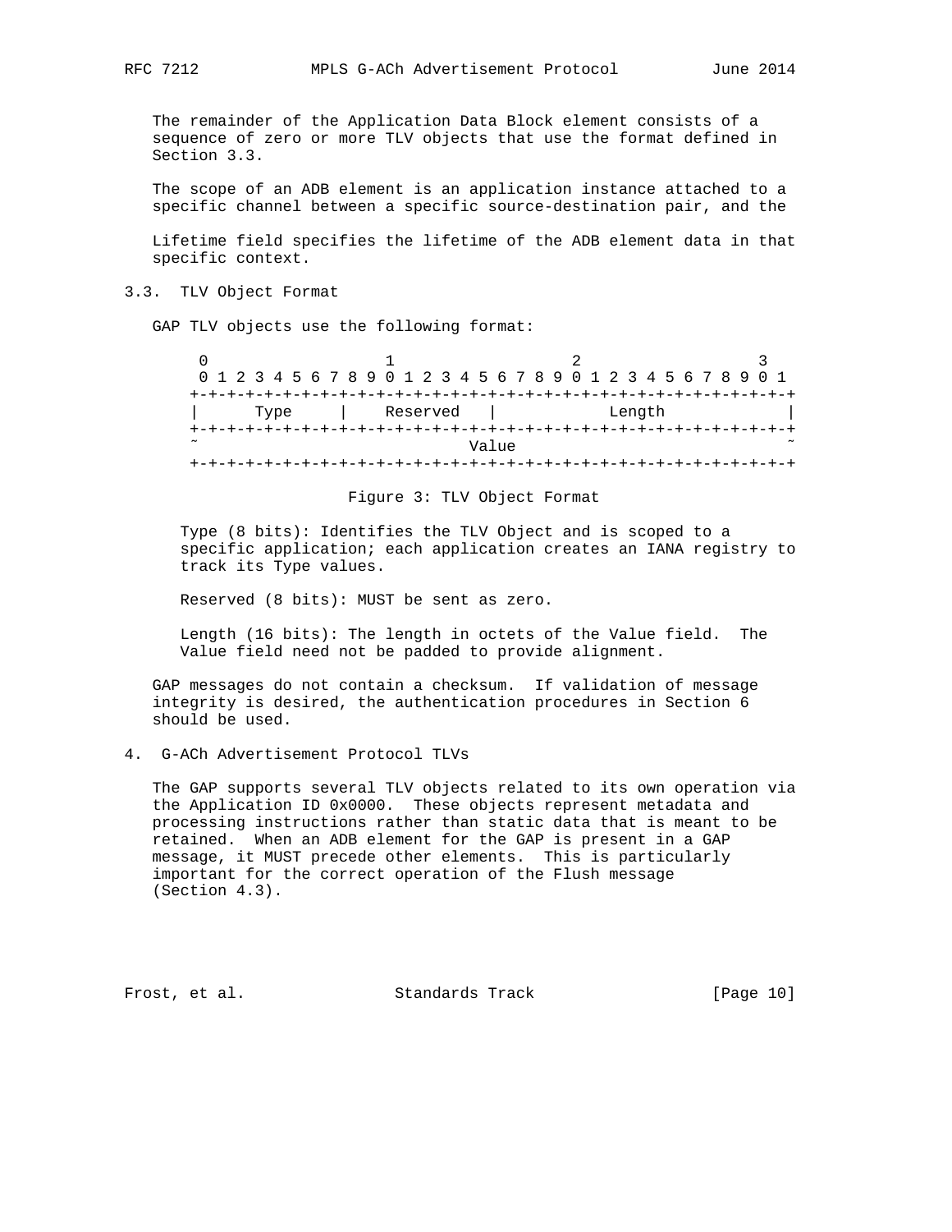The remainder of the Application Data Block element consists of a sequence of zero or more TLV objects that use the format defined in Section 3.3.

The scope of an ADB element is an application instance attached to a specific channel between a specific source-destination pair, and the

Lifetime field specifies the lifetime of the ADB element data in that specific context.

### 3.3. TLV Object Format

GAP TLV objects use the following format:

```
 0                   1                   2                   3
 0 1 2 3 4 5 6 7 8 9 0 1 2 3 4 5 6 7 8 9 0 1 2 3 4 5 6 7 8 9 0 1
+-+-+-+-+-+-+-+-+-+-+-+-+-+-+-+-+-+-+-+-+-+-+-+-+-+-+-+-+-+-+-+-+
|      Type     |    Reserved   |            Length             |
+-+-+-+-+-+-+-+-+-+-+-+-+-+-+-+-+-+-+-+-+-+-+-+-+-+-+-+-+-+-+-+-+
~                             Value                             ~
+-+-+-+-+-+-+-+-+-+-+-+-+-+-+-+-+-+-+-+-+-+-+-+-+-+-+-+-+-+-+-+-+
```

Figure 3: TLV Object Format

Type (8 bits): Identifies the TLV Object and is scoped to a specific application; each application creates an IANA registry to track its Type values.

Reserved (8 bits): MUST be sent as zero.

Length (16 bits): The length in octets of the Value field. The Value field need not be padded to provide alignment.

GAP messages do not contain a checksum. If validation of message integrity is desired, the authentication procedures in Section 6 should be used.

## 4. G-ACh Advertisement Protocol TLVs

The GAP supports several TLV objects related to its own operation via the Application ID 0x0000. These objects represent metadata and processing instructions rather than static data that is meant to be retained. When an ADB element for the GAP is present in a GAP message, it MUST precede other elements. This is particularly important for the correct operation of the Flush message (Section 4.3).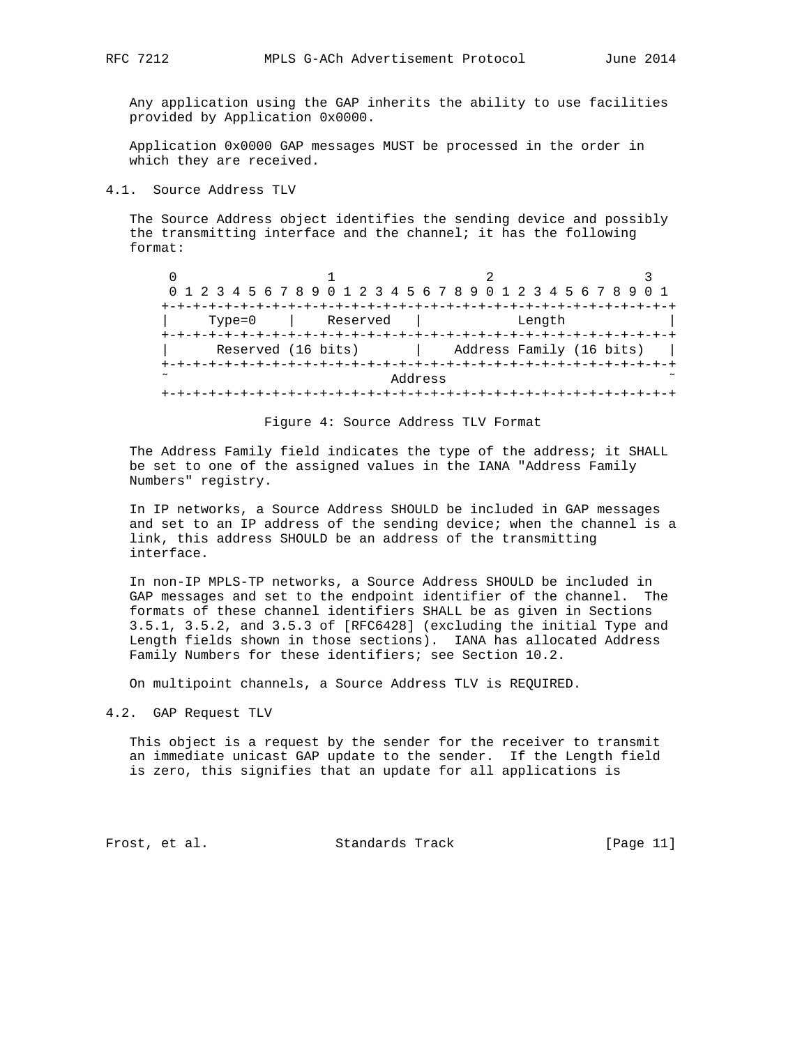Any application using the GAP inherits the ability to use facilities provided by Application 0x0000.

Application 0x0000 GAP messages MUST be processed in the order in which they are received.

### 4.1. Source Address TLV

The Source Address object identifies the sending device and possibly the transmitting interface and the channel; it has the following format:

```
 0                   1                   2                   3
 0 1 2 3 4 5 6 7 8 9 0 1 2 3 4 5 6 7 8 9 0 1 2 3 4 5 6 7 8 9 0 1
+-+-+-+-+-+-+-+-+-+-+-+-+-+-+-+-+-+-+-+-+-+-+-+-+-+-+-+-+-+-+-+-+
|     Type=0    |    Reserved   |            Length             |
+-+-+-+-+-+-+-+-+-+-+-+-+-+-+-+-+-+-+-+-+-+-+-+-+-+-+-+-+-+-+-+-+
|      Reserved (16 bits)       |    Address Family (16 bits)   |
+-+-+-+-+-+-+-+-+-+-+-+-+-+-+-+-+-+-+-+-+-+-+-+-+-+-+-+-+-+-+-+-+
~                            Address                            ~
+-+-+-+-+-+-+-+-+-+-+-+-+-+-+-+-+-+-+-+-+-+-+-+-+-+-+-+-+-+-+-+-+
```

Figure 4: Source Address TLV Format

The Address Family field indicates the type of the address; it SHALL be set to one of the assigned values in the IANA "Address Family Numbers" registry.

In IP networks, a Source Address SHOULD be included in GAP messages and set to an IP address of the sending device; when the channel is a link, this address SHOULD be an address of the transmitting interface.

In non-IP MPLS-TP networks, a Source Address SHOULD be included in GAP messages and set to the endpoint identifier of the channel. The formats of these channel identifiers SHALL be as given in Sections 3.5.1, 3.5.2, and 3.5.3 of [RFC6428] (excluding the initial Type and Length fields shown in those sections). IANA has allocated Address Family Numbers for these identifiers; see Section 10.2.

On multipoint channels, a Source Address TLV is REQUIRED.

### 4.2. GAP Request TLV

This object is a request by the sender for the receiver to transmit an immediate unicast GAP update to the sender. If the Length field is zero, this signifies that an update for all applications is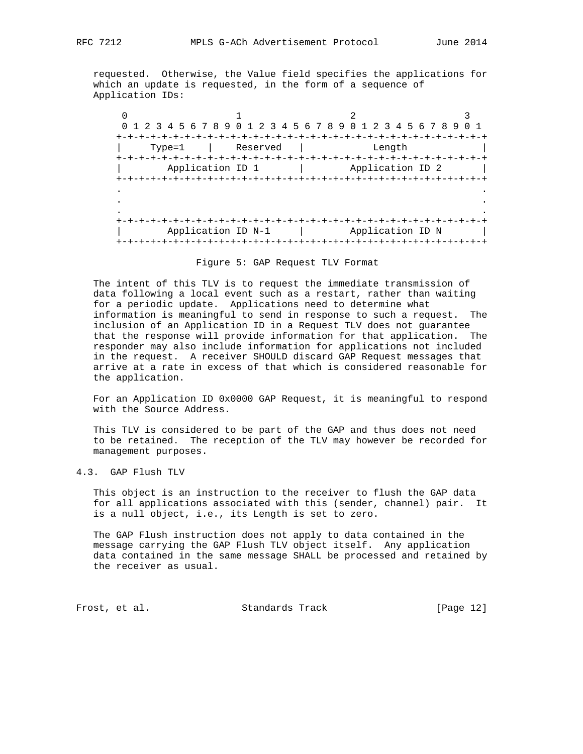requested. Otherwise, the Value field specifies the applications for which an update is requested, in the form of a sequence of Application IDs:

```
 0                   1                   2                   3
 0 1 2 3 4 5 6 7 8 9 0 1 2 3 4 5 6 7 8 9 0 1 2 3 4 5 6 7 8 9 0 1
+-+-+-+-+-+-+-+-+-+-+-+-+-+-+-+-+-+-+-+-+-+-+-+-+-+-+-+-+-+-+-+-+
|     Type=1    |    Reserved   |            Length             |
+-+-+-+-+-+-+-+-+-+-+-+-+-+-+-+-+-+-+-+-+-+-+-+-+-+-+-+-+-+-+-+-+
|        Application ID 1       |        Application ID 2       |
+-+-+-+-+-+-+-+-+-+-+-+-+-+-+-+-+-+-+-+-+-+-+-+-+-+-+-+-+-+-+-+-+
.                                                               .
.                                                               .
.                                                               .
+-+-+-+-+-+-+-+-+-+-+-+-+-+-+-+-+-+-+-+-+-+-+-+-+-+-+-+-+-+-+-+-+
|        Application ID N-1     |        Application ID N       |
+-+-+-+-+-+-+-+-+-+-+-+-+-+-+-+-+-+-+-+-+-+-+-+-+-+-+-+-+-+-+-+-+
```

Figure 5: GAP Request TLV Format

The intent of this TLV is to request the immediate transmission of data following a local event such as a restart, rather than waiting for a periodic update. Applications need to determine what information is meaningful to send in response to such a request. The inclusion of an Application ID in a Request TLV does not guarantee that the response will provide information for that application. The responder may also include information for applications not included in the request. A receiver SHOULD discard GAP Request messages that arrive at a rate in excess of that which is considered reasonable for the application.

For an Application ID 0x0000 GAP Request, it is meaningful to respond with the Source Address.

This TLV is considered to be part of the GAP and thus does not need to be retained. The reception of the TLV may however be recorded for management purposes.

### 4.3. GAP Flush TLV

This object is an instruction to the receiver to flush the GAP data for all applications associated with this (sender, channel) pair. It is a null object, i.e., its Length is set to zero.

The GAP Flush instruction does not apply to data contained in the message carrying the GAP Flush TLV object itself. Any application data contained in the same message SHALL be processed and retained by the receiver as usual.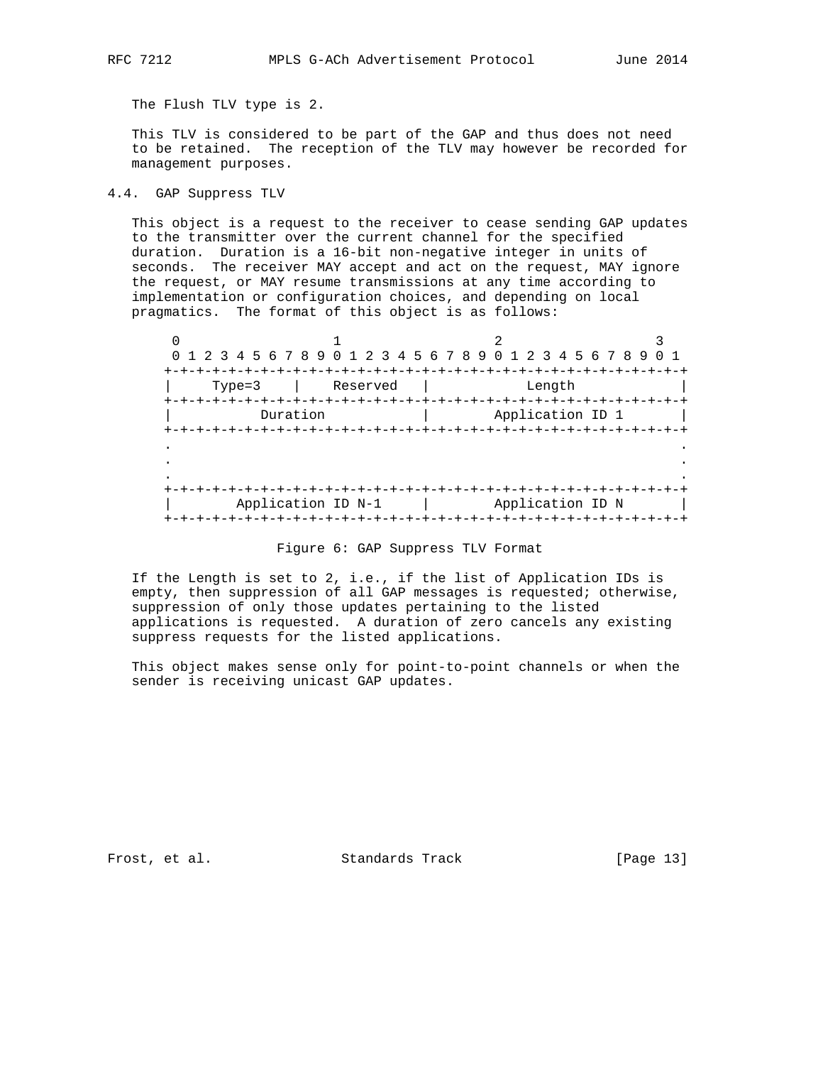The Flush TLV type is 2.

This TLV is considered to be part of the GAP and thus does not need to be retained. The reception of the TLV may however be recorded for management purposes.

### 4.4. GAP Suppress TLV

This object is a request to the receiver to cease sending GAP updates to the transmitter over the current channel for the specified duration. Duration is a 16-bit non-negative integer in units of seconds. The receiver MAY accept and act on the request, MAY ignore the request, or MAY resume transmissions at any time according to implementation or configuration choices, and depending on local pragmatics. The format of this object is as follows:

```
 0                   1                   2                   3
 0 1 2 3 4 5 6 7 8 9 0 1 2 3 4 5 6 7 8 9 0 1 2 3 4 5 6 7 8 9 0 1
+-+-+-+-+-+-+-+-+-+-+-+-+-+-+-+-+-+-+-+-+-+-+-+-+-+-+-+-+-+-+-+-+
|     Type=3    |    Reserved   |            Length             |
+-+-+-+-+-+-+-+-+-+-+-+-+-+-+-+-+-+-+-+-+-+-+-+-+-+-+-+-+-+-+-+-+
|           Duration            |        Application ID 1       |
+-+-+-+-+-+-+-+-+-+-+-+-+-+-+-+-+-+-+-+-+-+-+-+-+-+-+-+-+-+-+-+-+
.                                                               .
.                                                               .
.                                                               .
+-+-+-+-+-+-+-+-+-+-+-+-+-+-+-+-+-+-+-+-+-+-+-+-+-+-+-+-+-+-+-+-+
|        Application ID N-1     |        Application ID N       |
+-+-+-+-+-+-+-+-+-+-+-+-+-+-+-+-+-+-+-+-+-+-+-+-+-+-+-+-+-+-+-+-+
```

Figure 6: GAP Suppress TLV Format

If the Length is set to 2, i.e., if the list of Application IDs is empty, then suppression of all GAP messages is requested; otherwise, suppression of only those updates pertaining to the listed applications is requested. A duration of zero cancels any existing suppress requests for the listed applications.

This object makes sense only for point-to-point channels or when the sender is receiving unicast GAP updates.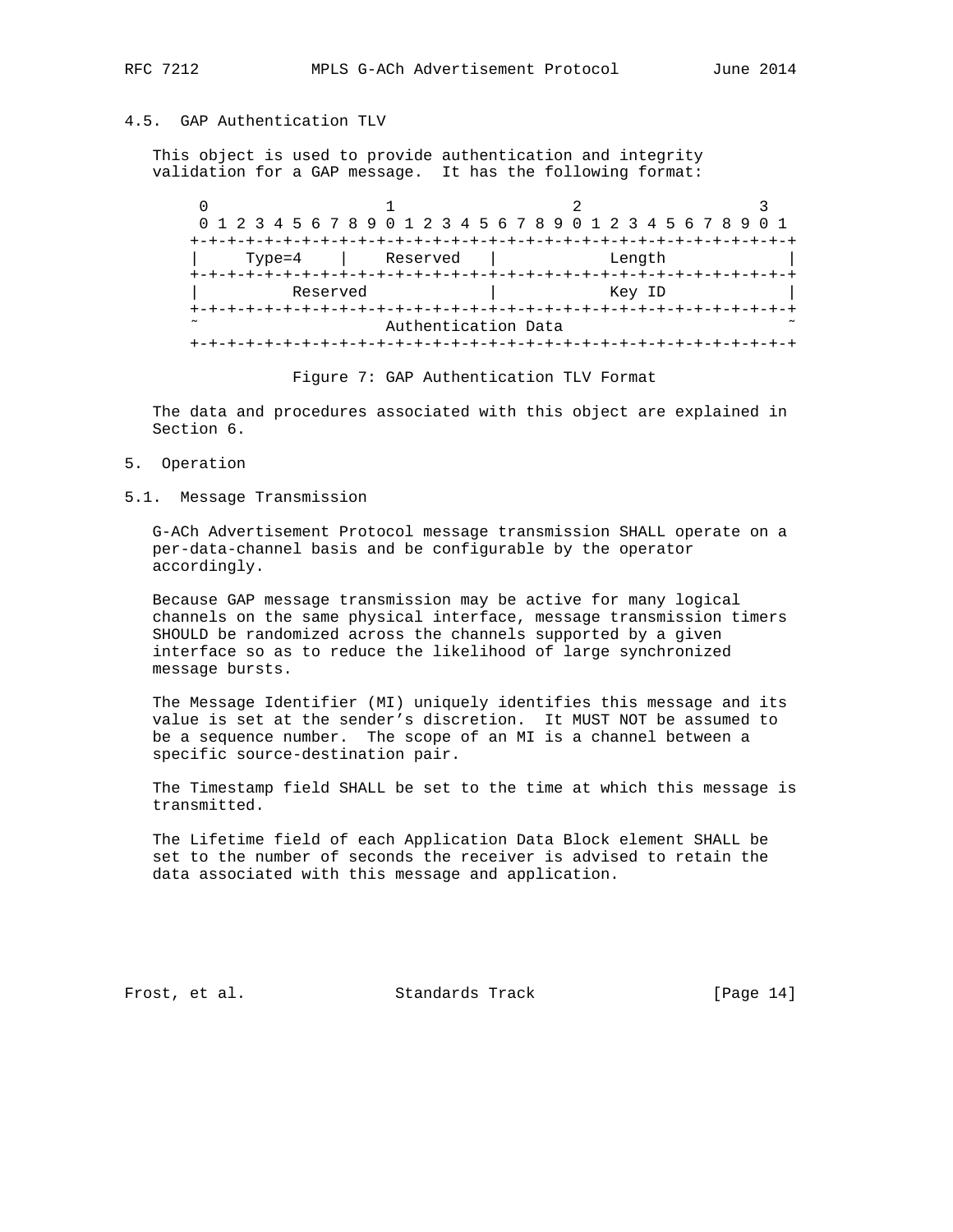### 4.5. GAP Authentication TLV

This object is used to provide authentication and integrity validation for a GAP message. It has the following format:

```
 0                   1                   2                   3
 0 1 2 3 4 5 6 7 8 9 0 1 2 3 4 5 6 7 8 9 0 1 2 3 4 5 6 7 8 9 0 1
+-+-+-+-+-+-+-+-+-+-+-+-+-+-+-+-+-+-+-+-+-+-+-+-+-+-+-+-+-+-+-+-+
|    Type=4     |   Reserved    |            Length             |
+-+-+-+-+-+-+-+-+-+-+-+-+-+-+-+-+-+-+-+-+-+-+-+-+-+-+-+-+-+-+-+-+
|          Reserved             |            Key ID             |
+-+-+-+-+-+-+-+-+-+-+-+-+-+-+-+-+-+-+-+-+-+-+-+-+-+-+-+-+-+-+-+-+
~                      Authentication Data                      ~
+-+-+-+-+-+-+-+-+-+-+-+-+-+-+-+-+-+-+-+-+-+-+-+-+-+-+-+-+-+-+-+-+
```

Figure 7: GAP Authentication TLV Format

The data and procedures associated with this object are explained in Section 6.

## 5. Operation

### 5.1. Message Transmission

G-ACh Advertisement Protocol message transmission SHALL operate on a per-data-channel basis and be configurable by the operator accordingly.

Because GAP message transmission may be active for many logical channels on the same physical interface, message transmission timers SHOULD be randomized across the channels supported by a given interface so as to reduce the likelihood of large synchronized message bursts.

The Message Identifier (MI) uniquely identifies this message and its value is set at the sender's discretion. It MUST NOT be assumed to be a sequence number. The scope of an MI is a channel between a specific source-destination pair.

The Timestamp field SHALL be set to the time at which this message is transmitted.

The Lifetime field of each Application Data Block element SHALL be set to the number of seconds the receiver is advised to retain the data associated with this message and application.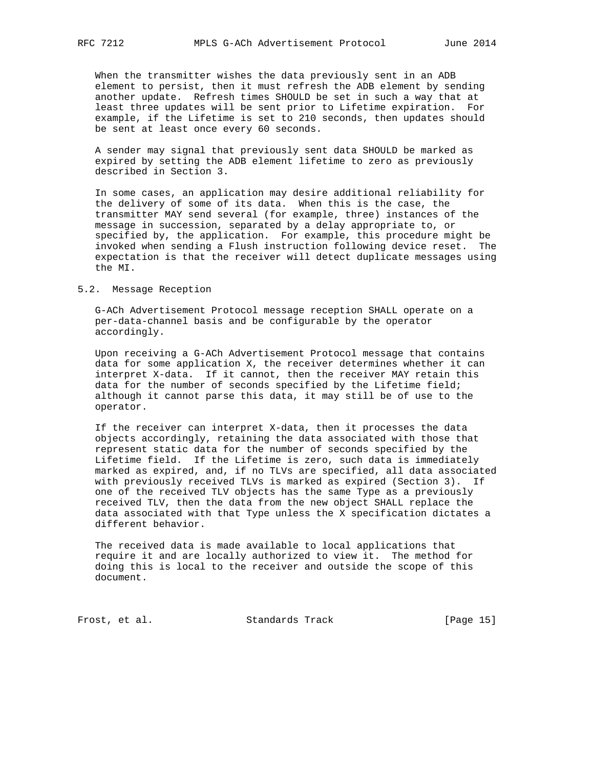When the transmitter wishes the data previously sent in an ADB element to persist, then it must refresh the ADB element by sending another update. Refresh times SHOULD be set in such a way that at least three updates will be sent prior to Lifetime expiration. For example, if the Lifetime is set to 210 seconds, then updates should be sent at least once every 60 seconds.

A sender may signal that previously sent data SHOULD be marked as expired by setting the ADB element lifetime to zero as previously described in Section 3.

In some cases, an application may desire additional reliability for the delivery of some of its data. When this is the case, the transmitter MAY send several (for example, three) instances of the message in succession, separated by a delay appropriate to, or specified by, the application. For example, this procedure might be invoked when sending a Flush instruction following device reset. The expectation is that the receiver will detect duplicate messages using the MI.

### 5.2. Message Reception

G-ACh Advertisement Protocol message reception SHALL operate on a per-data-channel basis and be configurable by the operator accordingly.

Upon receiving a G-ACh Advertisement Protocol message that contains data for some application X, the receiver determines whether it can interpret X-data. If it cannot, then the receiver MAY retain this data for the number of seconds specified by the Lifetime field; although it cannot parse this data, it may still be of use to the operator.

If the receiver can interpret X-data, then it processes the data objects accordingly, retaining the data associated with those that represent static data for the number of seconds specified by the Lifetime field. If the Lifetime is zero, such data is immediately marked as expired, and, if no TLVs are specified, all data associated with previously received TLVs is marked as expired (Section 3). If one of the received TLV objects has the same Type as a previously received TLV, then the data from the new object SHALL replace the data associated with that Type unless the X specification dictates a different behavior.

The received data is made available to local applications that require it and are locally authorized to view it. The method for doing this is local to the receiver and outside the scope of this document.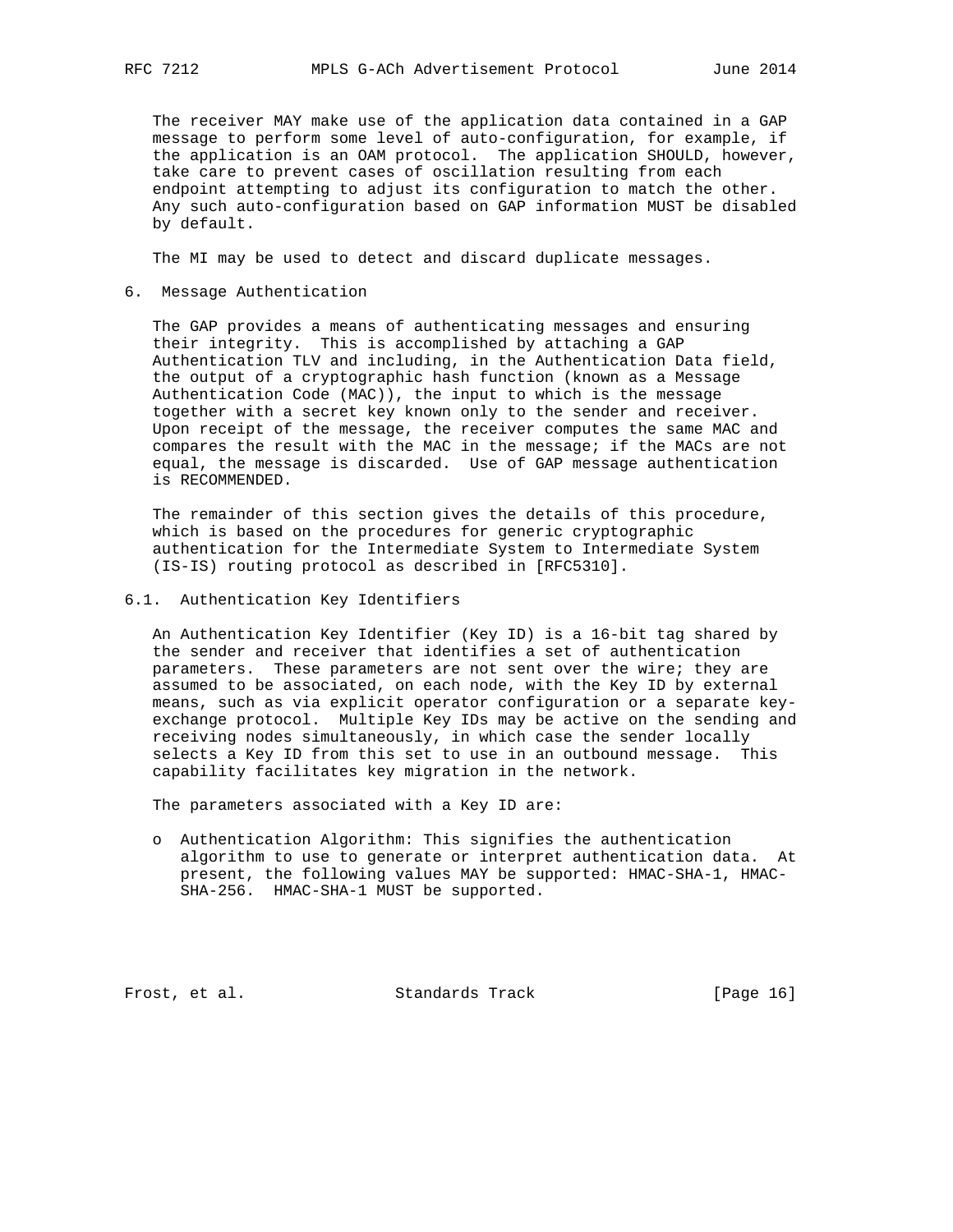The receiver MAY make use of the application data contained in a GAP message to perform some level of auto-configuration, for example, if the application is an OAM protocol. The application SHOULD, however, take care to prevent cases of oscillation resulting from each endpoint attempting to adjust its configuration to match the other. Any such auto-configuration based on GAP information MUST be disabled by default.

The MI may be used to detect and discard duplicate messages.

## 6. Message Authentication

The GAP provides a means of authenticating messages and ensuring their integrity. This is accomplished by attaching a GAP Authentication TLV and including, in the Authentication Data field, the output of a cryptographic hash function (known as a Message Authentication Code (MAC)), the input to which is the message together with a secret key known only to the sender and receiver. Upon receipt of the message, the receiver computes the same MAC and compares the result with the MAC in the message; if the MACs are not equal, the message is discarded. Use of GAP message authentication is RECOMMENDED.

The remainder of this section gives the details of this procedure, which is based on the procedures for generic cryptographic authentication for the Intermediate System to Intermediate System (IS-IS) routing protocol as described in [RFC5310].

### 6.1. Authentication Key Identifiers

An Authentication Key Identifier (Key ID) is a 16-bit tag shared by the sender and receiver that identifies a set of authentication parameters. These parameters are not sent over the wire; they are assumed to be associated, on each node, with the Key ID by external means, such as via explicit operator configuration or a separate key-exchange protocol. Multiple Key IDs may be active on the sending and receiving nodes simultaneously, in which case the sender locally selects a Key ID from this set to use in an outbound message. This capability facilitates key migration in the network.

The parameters associated with a Key ID are:

- Authentication Algorithm: This signifies the authentication algorithm to use to generate or interpret authentication data. At present, the following values MAY be supported: HMAC-SHA-1, HMAC-SHA-256. HMAC-SHA-1 MUST be supported.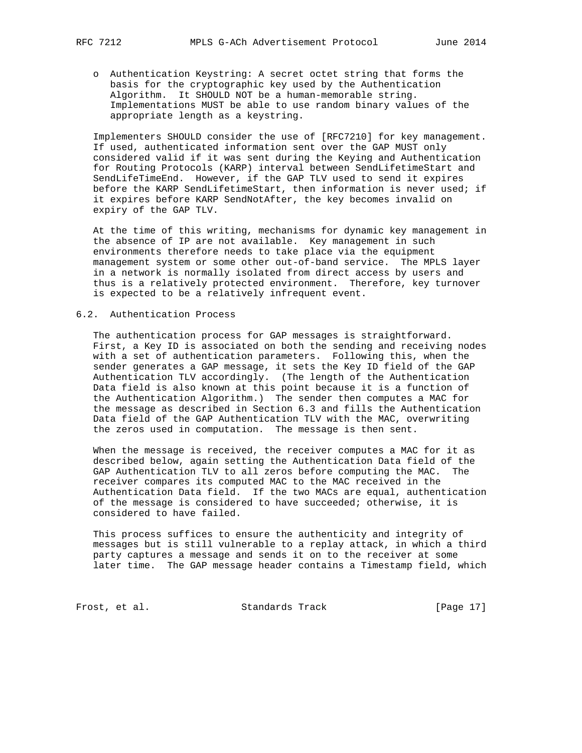- Authentication Keystring: A secret octet string that forms the basis for the cryptographic key used by the Authentication Algorithm. It SHOULD NOT be a human-memorable string. Implementations MUST be able to use random binary values of the appropriate length as a keystring.

Implementers SHOULD consider the use of [RFC7210] for key management. If used, authenticated information sent over the GAP MUST only considered valid if it was sent during the Keying and Authentication for Routing Protocols (KARP) interval between SendLifetimeStart and SendLifeTimeEnd. However, if the GAP TLV used to send it expires before the KARP SendLifetimeStart, then information is never used; if it expires before KARP SendNotAfter, the key becomes invalid on expiry of the GAP TLV.

At the time of this writing, mechanisms for dynamic key management in the absence of IP are not available. Key management in such environments therefore needs to take place via the equipment management system or some other out-of-band service. The MPLS layer in a network is normally isolated from direct access by users and thus is a relatively protected environment. Therefore, key turnover is expected to be a relatively infrequent event.

## 6.2. Authentication Process

The authentication process for GAP messages is straightforward. First, a Key ID is associated on both the sending and receiving nodes with a set of authentication parameters. Following this, when the sender generates a GAP message, it sets the Key ID field of the GAP Authentication TLV accordingly. (The length of the Authentication Data field is also known at this point because it is a function of the Authentication Algorithm.) The sender then computes a MAC for the message as described in Section 6.3 and fills the Authentication Data field of the GAP Authentication TLV with the MAC, overwriting the zeros used in computation. The message is then sent.

When the message is received, the receiver computes a MAC for it as described below, again setting the Authentication Data field of the GAP Authentication TLV to all zeros before computing the MAC. The receiver compares its computed MAC to the MAC received in the Authentication Data field. If the two MACs are equal, authentication of the message is considered to have succeeded; otherwise, it is considered to have failed.

This process suffices to ensure the authenticity and integrity of messages but is still vulnerable to a replay attack, in which a third party captures a message and sends it on to the receiver at some later time. The GAP message header contains a Timestamp field, which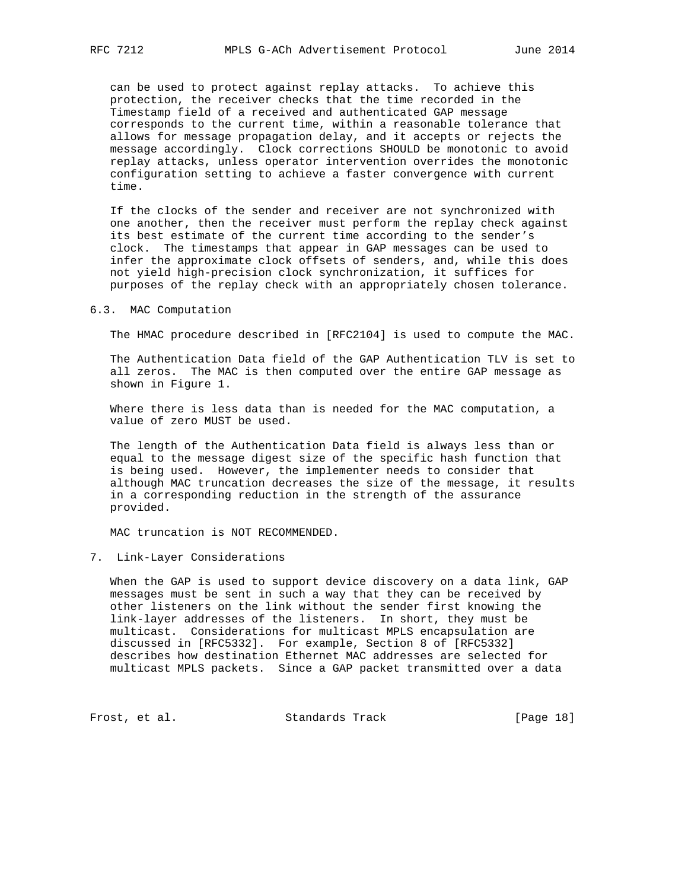can be used to protect against replay attacks. To achieve this protection, the receiver checks that the time recorded in the Timestamp field of a received and authenticated GAP message corresponds to the current time, within a reasonable tolerance that allows for message propagation delay, and it accepts or rejects the message accordingly. Clock corrections SHOULD be monotonic to avoid replay attacks, unless operator intervention overrides the monotonic configuration setting to achieve a faster convergence with current time.

If the clocks of the sender and receiver are not synchronized with one another, then the receiver must perform the replay check against its best estimate of the current time according to the sender's clock. The timestamps that appear in GAP messages can be used to infer the approximate clock offsets of senders, and, while this does not yield high-precision clock synchronization, it suffices for purposes of the replay check with an appropriately chosen tolerance.

### 6.3. MAC Computation

The HMAC procedure described in [RFC2104] is used to compute the MAC.

The Authentication Data field of the GAP Authentication TLV is set to all zeros. The MAC is then computed over the entire GAP message as shown in Figure 1.

Where there is less data than is needed for the MAC computation, a value of zero MUST be used.

The length of the Authentication Data field is always less than or equal to the message digest size of the specific hash function that is being used. However, the implementer needs to consider that although MAC truncation decreases the size of the message, it results in a corresponding reduction in the strength of the assurance provided.

MAC truncation is NOT RECOMMENDED.

## 7. Link-Layer Considerations

When the GAP is used to support device discovery on a data link, GAP messages must be sent in such a way that they can be received by other listeners on the link without the sender first knowing the link-layer addresses of the listeners. In short, they must be multicast. Considerations for multicast MPLS encapsulation are discussed in [RFC5332]. For example, Section 8 of [RFC5332] describes how destination Ethernet MAC addresses are selected for multicast MPLS packets. Since a GAP packet transmitted over a data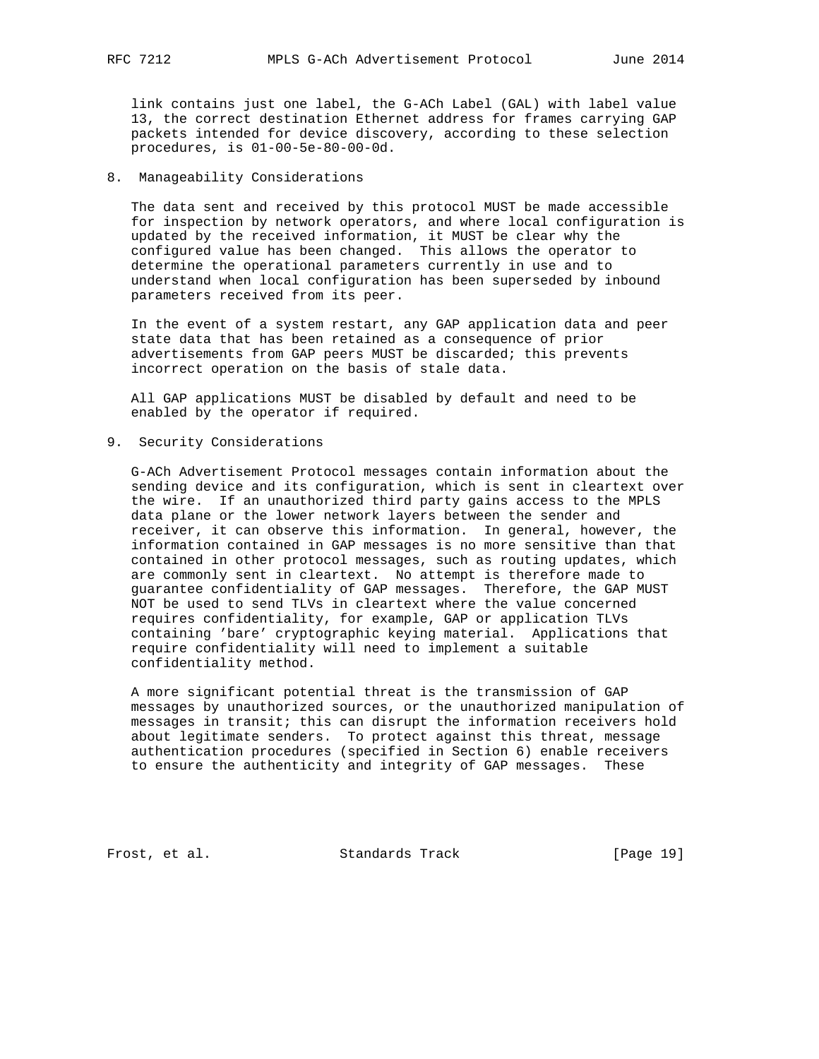link contains just one label, the G-ACh Label (GAL) with label value 13, the correct destination Ethernet address for frames carrying GAP packets intended for device discovery, according to these selection procedures, is 01-00-5e-80-00-0d.

## 8. Manageability Considerations

The data sent and received by this protocol MUST be made accessible for inspection by network operators, and where local configuration is updated by the received information, it MUST be clear why the configured value has been changed. This allows the operator to determine the operational parameters currently in use and to understand when local configuration has been superseded by inbound parameters received from its peer.

In the event of a system restart, any GAP application data and peer state data that has been retained as a consequence of prior advertisements from GAP peers MUST be discarded; this prevents incorrect operation on the basis of stale data.

All GAP applications MUST be disabled by default and need to be enabled by the operator if required.

## 9. Security Considerations

G-ACh Advertisement Protocol messages contain information about the sending device and its configuration, which is sent in cleartext over the wire. If an unauthorized third party gains access to the MPLS data plane or the lower network layers between the sender and receiver, it can observe this information. In general, however, the information contained in GAP messages is no more sensitive than that contained in other protocol messages, such as routing updates, which are commonly sent in cleartext. No attempt is therefore made to guarantee confidentiality of GAP messages. Therefore, the GAP MUST NOT be used to send TLVs in cleartext where the value concerned requires confidentiality, for example, GAP or application TLVs containing 'bare' cryptographic keying material. Applications that require confidentiality will need to implement a suitable confidentiality method.

A more significant potential threat is the transmission of GAP messages by unauthorized sources, or the unauthorized manipulation of messages in transit; this can disrupt the information receivers hold about legitimate senders. To protect against this threat, message authentication procedures (specified in Section 6) enable receivers to ensure the authenticity and integrity of GAP messages. These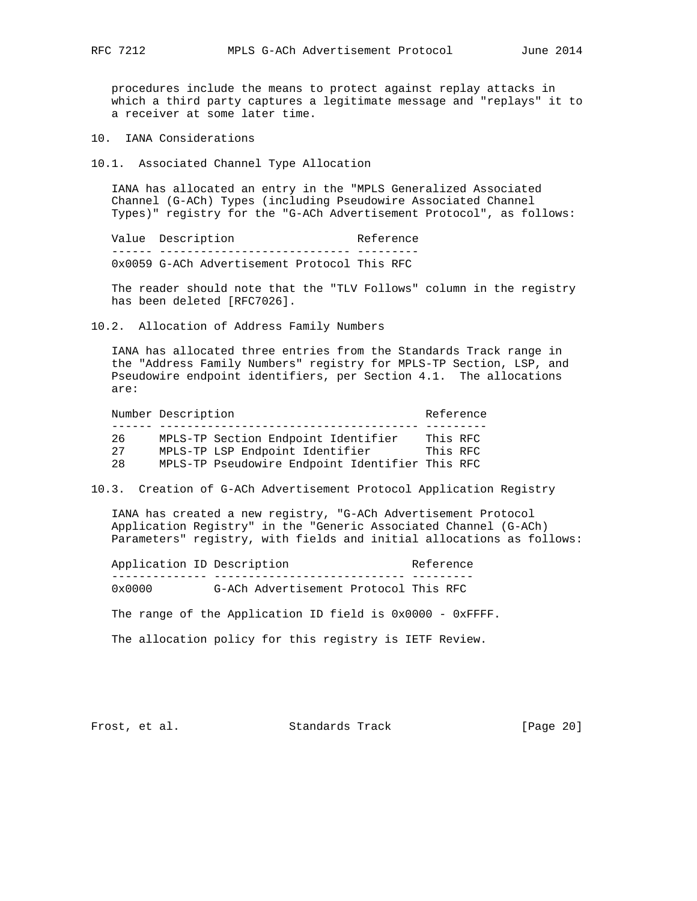procedures include the means to protect against replay attacks in which a third party captures a legitimate message and "replays" it to a receiver at some later time.

## 10. IANA Considerations

### 10.1. Associated Channel Type Allocation

IANA has allocated an entry in the "MPLS Generalized Associated Channel (G-ACh) Types (including Pseudowire Associated Channel Types)" registry for the "G-ACh Advertisement Protocol", as follows:

| Value | Description | Reference |
|---|---|---|
| 0x0059 | G-ACh Advertisement Protocol | This RFC |

The reader should note that the "TLV Follows" column in the registry has been deleted [RFC7026].

### 10.2. Allocation of Address Family Numbers

IANA has allocated three entries from the Standards Track range in the "Address Family Numbers" registry for MPLS-TP Section, LSP, and Pseudowire endpoint identifiers, per Section 4.1. The allocations are:

| Number | Description | Reference |
|---|---|---|
| 26 | MPLS-TP Section Endpoint Identifier | This RFC |
| 27 | MPLS-TP LSP Endpoint Identifier | This RFC |
| 28 | MPLS-TP Pseudowire Endpoint Identifier | This RFC |

### 10.3. Creation of G-ACh Advertisement Protocol Application Registry

IANA has created a new registry, "G-ACh Advertisement Protocol Application Registry" in the "Generic Associated Channel (G-ACh) Parameters" registry, with fields and initial allocations as follows:

| Application ID | Description | Reference |
|---|---|---|
| 0x0000 | G-ACh Advertisement Protocol | This RFC |

The range of the Application ID field is 0x0000 - 0xFFFF.

The allocation policy for this registry is IETF Review.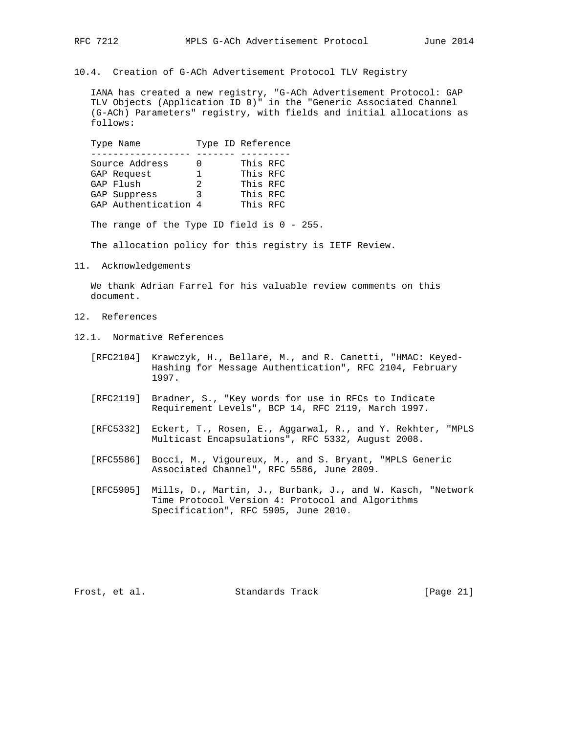### 10.4. Creation of G-ACh Advertisement Protocol TLV Registry

IANA has created a new registry, "G-ACh Advertisement Protocol: GAP TLV Objects (Application ID 0)" in the "Generic Associated Channel (G-ACh) Parameters" registry, with fields and initial allocations as follows:

| Type Name | Type ID | Reference |
|---|---|---|
| Source Address | 0 | This RFC |
| GAP Request | 1 | This RFC |
| GAP Flush | 2 | This RFC |
| GAP Suppress | 3 | This RFC |
| GAP Authentication | 4 | This RFC |

The range of the Type ID field is 0 - 255.

The allocation policy for this registry is IETF Review.

## 11. Acknowledgements

We thank Adrian Farrel for his valuable review comments on this document.

## 12. References

### 12.1. Normative References

[RFC2104] Krawczyk, H., Bellare, M., and R. Canetti, "HMAC: Keyed-Hashing for Message Authentication", RFC 2104, February 1997.

[RFC2119] Bradner, S., "Key words for use in RFCs to Indicate Requirement Levels", BCP 14, RFC 2119, March 1997.

[RFC5332] Eckert, T., Rosen, E., Aggarwal, R., and Y. Rekhter, "MPLS Multicast Encapsulations", RFC 5332, August 2008.

[RFC5586] Bocci, M., Vigoureux, M., and S. Bryant, "MPLS Generic Associated Channel", RFC 5586, June 2009.

[RFC5905] Mills, D., Martin, J., Burbank, J., and W. Kasch, "Network Time Protocol Version 4: Protocol and Algorithms Specification", RFC 5905, June 2010.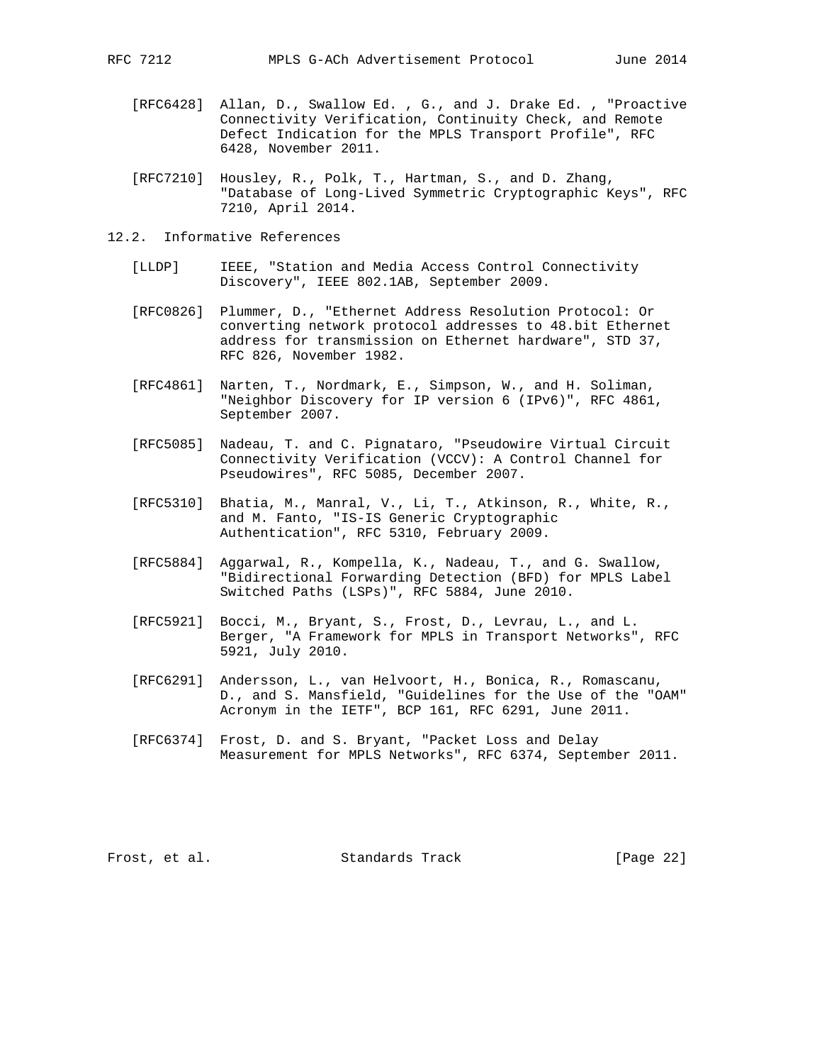[RFC6428] Allan, D., Swallow Ed. , G., and J. Drake Ed. , "Proactive Connectivity Verification, Continuity Check, and Remote Defect Indication for the MPLS Transport Profile", RFC 6428, November 2011.

[RFC7210] Housley, R., Polk, T., Hartman, S., and D. Zhang, "Database of Long-Lived Symmetric Cryptographic Keys", RFC 7210, April 2014.

## 12.2. Informative References

[LLDP] IEEE, "Station and Media Access Control Connectivity Discovery", IEEE 802.1AB, September 2009.

[RFC0826] Plummer, D., "Ethernet Address Resolution Protocol: Or converting network protocol addresses to 48.bit Ethernet address for transmission on Ethernet hardware", STD 37, RFC 826, November 1982.

[RFC4861] Narten, T., Nordmark, E., Simpson, W., and H. Soliman, "Neighbor Discovery for IP version 6 (IPv6)", RFC 4861, September 2007.

[RFC5085] Nadeau, T. and C. Pignataro, "Pseudowire Virtual Circuit Connectivity Verification (VCCV): A Control Channel for Pseudowires", RFC 5085, December 2007.

[RFC5310] Bhatia, M., Manral, V., Li, T., Atkinson, R., White, R., and M. Fanto, "IS-IS Generic Cryptographic Authentication", RFC 5310, February 2009.

[RFC5884] Aggarwal, R., Kompella, K., Nadeau, T., and G. Swallow, "Bidirectional Forwarding Detection (BFD) for MPLS Label Switched Paths (LSPs)", RFC 5884, June 2010.

[RFC5921] Bocci, M., Bryant, S., Frost, D., Levrau, L., and L. Berger, "A Framework for MPLS in Transport Networks", RFC 5921, July 2010.

[RFC6291] Andersson, L., van Helvoort, H., Bonica, R., Romascanu, D., and S. Mansfield, "Guidelines for the Use of the "OAM" Acronym in the IETF", BCP 161, RFC 6291, June 2011.

[RFC6374] Frost, D. and S. Bryant, "Packet Loss and Delay Measurement for MPLS Networks", RFC 6374, September 2011.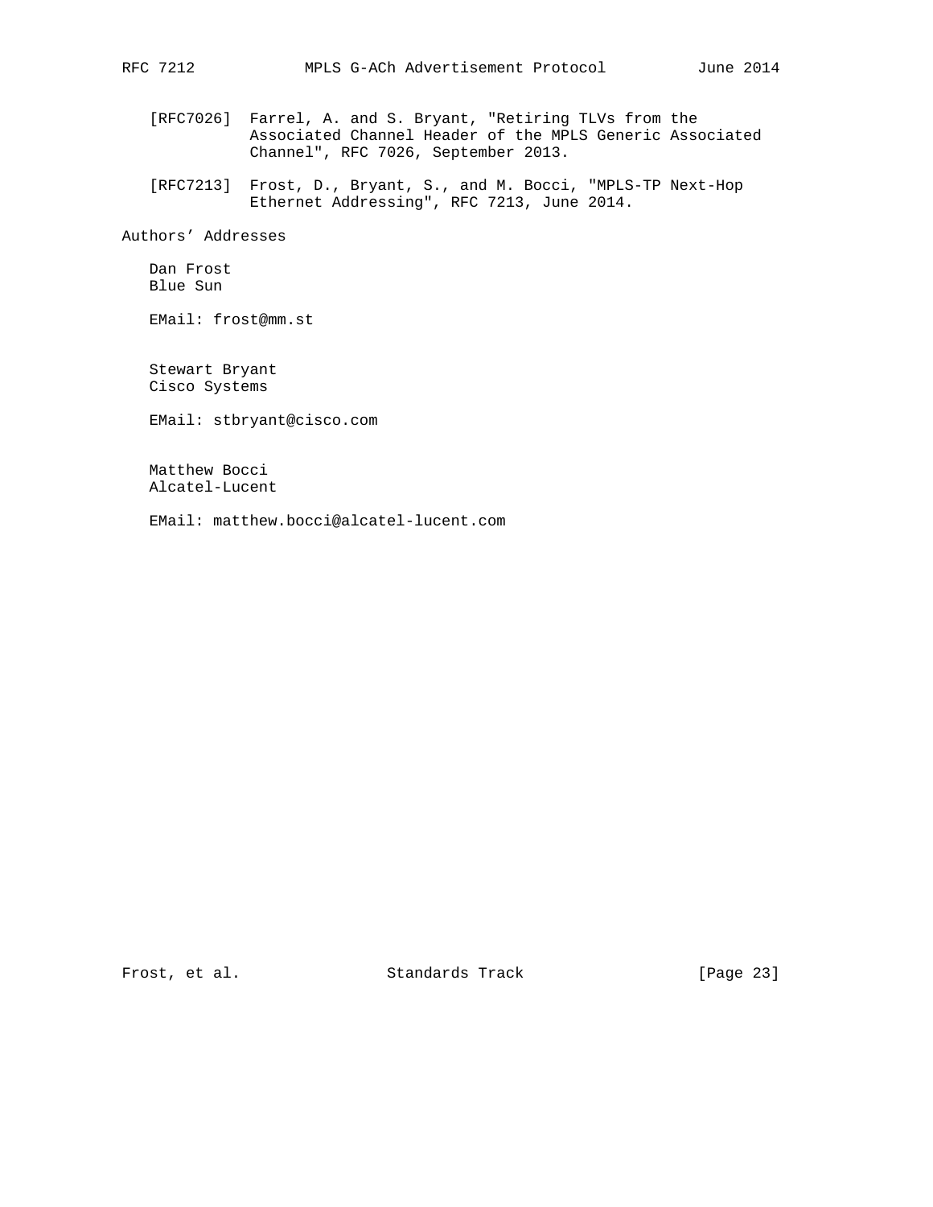[RFC7026] Farrel, A. and S. Bryant, "Retiring TLVs from the Associated Channel Header of the MPLS Generic Associated Channel", RFC 7026, September 2013.

[RFC7213] Frost, D., Bryant, S., and M. Bocci, "MPLS-TP Next-Hop Ethernet Addressing", RFC 7213, June 2014.

## Authors' Addresses

Dan Frost
Blue Sun

EMail: frost@mm.st

Stewart Bryant
Cisco Systems

EMail: stbryant@cisco.com

Matthew Bocci
Alcatel-Lucent

EMail: matthew.bocci@alcatel-lucent.com